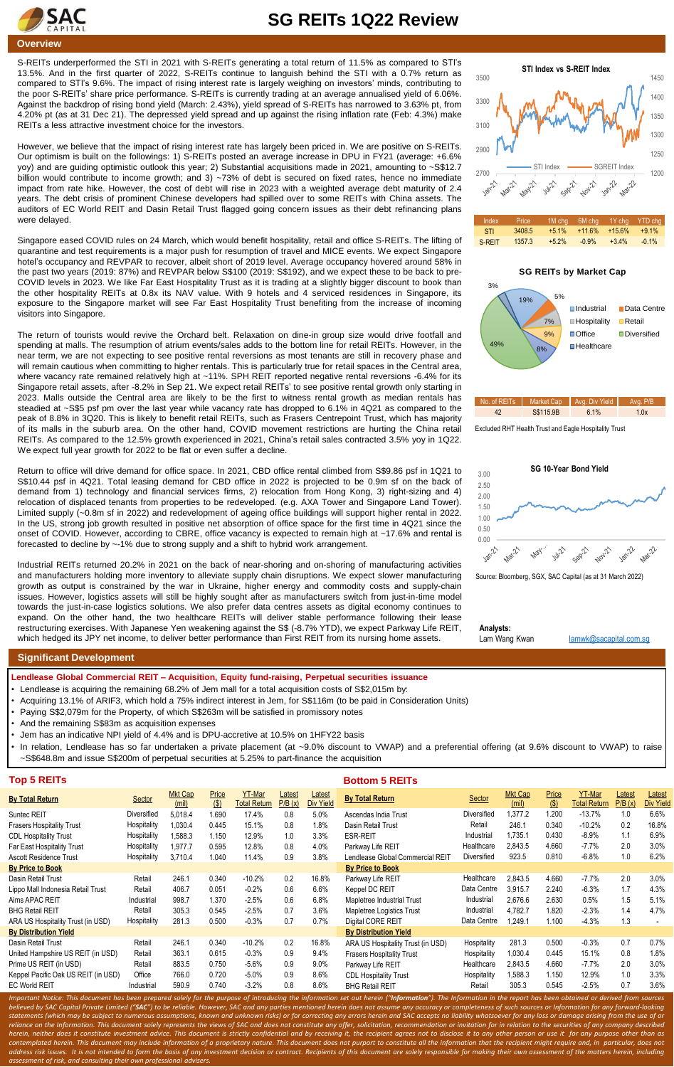# SG REITs 1Q22 Review

## Overview

S-REITs underperformed the STI in 2021 with S-REITs generating a total return of 11.5% as compared to STI's 13.5%. And in the first quarter of 2022, S-REITs continue to languish behind the STI with a 0.7% return as compared to STI's 9.6%. The impact of rising interest rate is largely weighing on investors' minds, contributing to the poor S-REITs' share price performance. S-REITs is currently trading at an average annualised yield of 6.06%. Against the backdrop of rising bond yield (March: 2.43%), yield spread of S-REITs has narrowed to 3.63% pt, from 4.20% pt (as at 31 Dec 21). The depressed yield spread and up against the rising inflation rate (Feb: 4.3%) make REITs a less attractive investment choice for the investors.

However, we believe that the impact of rising interest rate has largely been priced in. We are positive on S-REITs. Our optimism is built on the followings: 1) S-REITs posted an average increase in DPU in FY21 (average: +6.6% yoy) and are guiding optimistic outlook this year; 2) Substantial acquisitions made in 2021, amounting to ~S$12.7 billion would contribute to income growth; and 3) ~73% of debt is secured on fixed rates, hence no immediate impact from rate hike. However, the cost of debt will rise in 2023 with a weighted average debt maturity of 2.4 years. The debt crisis of prominent Chinese developers had spilled over to some REITs with China assets. The auditors of EC World REIT and Dasin Retail Trust flagged going concern issues as their debt refinancing plans were delayed.

Singapore eased COVID rules on 24 March, which would benefit hospitality, retail and office S-REITs. The lifting of quarantine and test requirements is a major push for resumption of travel and MICE events. We expect Singapore hotel's occupancy and REVPAR to recover, albeit short of 2019 level. Average occupancy hovered around 58% in the past two years (2019: 87%) and REVPAR below S$100 (2019: S$192), and we expect these to be back to pre-COVID levels in 2023. We like Far East Hospitality Trust as it is trading at a slightly bigger discount to book than the other hospitality REITs at 0.8x its NAV value. With 9 hotels and 4 serviced residences in Singapore, its exposure to the Singapore market will see Far East Hospitality Trust benefiting from the increase of incoming visitors into Singapore.

The return of tourists would revive the Orchard belt. Relaxation on dine-in group size would drive footfall and spending at malls. The resumption of atrium events/sales adds to the bottom line for retail REITs. However, in the near term, we are not expecting to see positive rental reversions as most tenants are still in recovery phase and will remain cautious when committing to higher rentals. This is particularly true for retail spaces in the Central area, where vacancy rate remained relatively high at ~11%. SPH REIT reported negative rental reversions -6.4% for its Singapore retail assets, after -8.2% in Sep 21. We expect retail REITs' to see positive rental growth only starting in 2023. Malls outside the Central area are likely to be the first to witness rental growth as median rentals has steadied at ~S$5 psf pm over the last year while vacancy rate has dropped to 6.1% in 4Q21 as compared to the peak of 8.8% in 3Q20. This is likely to benefit retail REITs, such as Frasers Centrepoint Trust, which has majority of its malls in the suburb area. On the other hand, COVID movement restrictions are hurting the China retail REITs. As compared to the 12.5% growth experienced in 2021, China's retail sales contracted 3.5% yoy in 1Q22. We expect full year growth for 2022 to be flat or even suffer a decline.

Return to office will drive demand for office space. In 2021, CBD office rental climbed from S$9.86 psf in 1Q21 to S$10.44 psf in 4Q21. Total leasing demand for CBD office in 2022 is projected to be 0.9m sf on the back of demand from 1) technology and financial services firms, 2) relocation from Hong Kong, 3) right-sizing and 4) relocation of displaced tenants from properties to be redeveloped. (e.g. AXA Tower and Singapore Land Tower). Limited supply (~0.8m sf in 2022) and redevelopment of ageing office buildings will support higher rental in 2022. In the US, strong job growth resulted in positive net absorption of office space for the first time in 4Q21 since the onset of COVID. However, according to CBRE, office vacancy is expected to remain high at ~17.6% and rental is forecasted to decline by ~-1% due to strong supply and a shift to hybrid work arrangement.

Industrial REITs returned 20.2% in 2021 on the back of near-shoring and on-shoring of manufacturing activities and manufacturers holding more inventory to alleviate supply chain disruptions. We expect slower manufacturing growth as output is constrained by the war in Ukraine, higher energy and commodity costs and supply-chain issues. However, logistics assets will still be highly sought after as manufacturers switch from just-in-time model towards the just-in-case logistics solutions. We also prefer data centres assets as digital economy continues to expand. On the other hand, the two healthcare REITs will deliver stable performance following their lease restructuring exercises. With Japanese Yen weakening against the S$ (-8.7% YTD), we expect Parkway Life REIT, which hedged its JPY net income, to deliver better performance than First REIT from its nursing home assets.

**STI Index vs S-REIT Index**

| Index | Price | 1M chg | 6M chg | 1Y chg | YTD chg |
|---|---|---|---|---|---|
| STI | 3408.5 | +5.1% | +11.6% | +15.6% | +9.1% |
| S-REIT | 1357.3 | +5.2% | -0.9% | +3.4% | -0.1% |

**SG REITs by Market Cap**

| No. of REITs | Market Cap | Avg. Div Yield | Avg. P/B |
|---|---|---|---|
| 42 | S$115.9B | 6.1% | 1.0x |

Excluded RHT Health Trust and Eagle Hospitality Trust

**SG 10-Year Bond Yield**

Source: Bloomberg, SGX, SAC Capital (as at 31 March 2022)

**Analysts:**
Lam Wang Kwan lamwk@sacapital.com.sg

## Significant Development

**Lendlease Global Commercial REIT – Acquisition, Equity fund-raising, Perpetual securities issuance**

- Lendlease is acquiring the remaining 68.2% of Jem mall for a total acquisition costs of S$2,015m by:
- Acquiring 13.1% of ARIF3, which hold a 75% indirect interest in Jem, for S$116m (to be paid in Consideration Units)
- Paying S$2,079m for the Property, of which S$263m will be satisfied in promissory notes
- And the remaining S$83m as acquisition expenses
- Jem has an indicative NPI yield of 4.4% and is DPU-accretive at 10.5% on 1HFY22 basis
- In relation, Lendlease has so far undertaken a private placement (at ~9.0% discount to VWAP) and a preferential offering (at 9.6% discount to VWAP) to raise ~S$648.8m and issue S$200m of perpetual securities at 5.25% to part-finance the acquisition

## Top 5 REITs

| By Total Return | Sector | Mkt Cap (mil) | Price ($) | YT-Mar Total Return | Latest P/B (x) | Latest Div Yield |
|---|---|---|---|---|---|---|
| Suntec REIT | Diversified | 5,018.4 | 1.690 | 17.4% | 0.8 | 5.0% |
| Frasers Hospitality Trust | Hospitality | 1,030.4 | 0.445 | 15.1% | 0.8 | 1.8% |
| CDL Hospitality Trust | Hospitality | 1,588.3 | 1.150 | 12.9% | 1.0 | 3.3% |
| Far East Hospitality Trust | Hospitality | 1,977.7 | 0.595 | 12.8% | 0.8 | 4.0% |
| Ascott Residence Trust | Hospitality | 3,710.4 | 1.040 | 11.4% | 0.9 | 3.8% |
| **By Price to Book** | | | | | | |
| Dasin Retail Trust | Retail | 246.1 | 0.340 | -10.2% | 0.2 | 16.8% |
| Lippo Mall Indonesia Retail Trust | Retail | 406.7 | 0.051 | -0.2% | 0.6 | 6.6% |
| Aims APAC REIT | Industrial | 998.7 | 1.370 | -2.5% | 0.6 | 6.8% |
| BHG Retail REIT | Retail | 305.3 | 0.545 | -2.5% | 0.7 | 3.6% |
| ARA US Hospitality Trust (in USD) | Hospitality | 281.3 | 0.500 | -0.3% | 0.7 | 0.7% |
| **By Distribution Yield** | | | | | | |
| Dasin Retail Trust | Retail | 246.1 | 0.340 | -10.2% | 0.2 | 16.8% |
| United Hampshire US REIT (in USD) | Retail | 363.1 | 0.615 | -0.3% | 0.9 | 9.4% |
| Prime US REIT (in USD) | Retail | 883.5 | 0.750 | -5.6% | 0.9 | 9.0% |
| Keppel Pacific Oak US REIT (in USD) | Office | 766.0 | 0.720 | -5.0% | 0.9 | 8.6% |
| EC World REIT | Industrial | 590.9 | 0.740 | -3.2% | 0.8 | 8.6% |

## Bottom 5 REITs

| By Total Return | Sector | Mkt Cap (mil) | Price ($) | YT-Mar Total Return | Latest P/B (x) | Latest Div Yield |
|---|---|---|---|---|---|---|
| Ascendas India Trust | Diversified | 1,377.2 | 1.200 | -13.7% | 1.0 | 6.6% |
| Dasin Retail Trust | Retail | 246.1 | 0.340 | -10.2% | 0.2 | 16.8% |
| ESR-REIT | Industrial | 1,735.1 | 0.430 | -8.9% | 1.1 | 6.9% |
| Parkway Life REIT | Healthcare | 2,843.5 | 4.660 | -7.7% | 2.0 | 3.0% |
| Lendlease Global Commercial REIT | Diversified | 923.5 | 0.810 | -6.8% | 1.0 | 6.2% |
| **By Price to Book** | | | | | | |
| Parkway Life REIT | Healthcare | 2,843.5 | 4.660 | -7.7% | 2.0 | 3.0% |
| Keppel DC REIT | Data Centre | 3,915.7 | 2.240 | -6.3% | 1.7 | 4.3% |
| Mapletree Industrial Trust | Industrial | 2,676.6 | 2.630 | 0.5% | 1.5 | 5.1% |
| Mapletree Logistics Trust | Industrial | 4,782.7 | 1.820 | -2.3% | 1.4 | 4.7% |
| Digital CORE REIT | Data Centre | 1,249.1 | 1.100 | -4.3% | 1.3 | - |
| **By Distribution Yield** | | | | | | |
| ARA US Hospitality Trust (in USD) | Hospitality | 281.3 | 0.500 | -0.3% | 0.7 | 0.7% |
| Frasers Hospitality Trust | Hospitality | 1,030.4 | 0.445 | 15.1% | 0.8 | 1.8% |
| Parkway Life REIT | Healthcare | 2,843.5 | 4.660 | -7.7% | 2.0 | 3.0% |
| CDL Hospitality Trust | Hospitality | 1,588.3 | 1.150 | 12.9% | 1.0 | 3.3% |
| BHG Retail REIT | Retail | 305.3 | 0.545 | -2.5% | 0.7 | 3.6% |

*Important Notice: This document has been prepared solely for the purpose of introducing the information set out herein ("**Information**"). The Information in the report has been obtained or derived from sources believed by SAC Capital Private Limited ("**SAC**") to be reliable. However, SAC and any parties mentioned herein does not assume any accuracy or completeness of such sources or Information for any forward-looking statements (which may be subject to numerous assumptions, known and unknown risks) or for correcting any errors herein and SAC accepts no liability whatsoever for any loss or damage arising from the use of or reliance on the Information. This document solely represents the views of SAC and does not constitute any offer, solicitation, recommendation or invitation for in relation to the securities of any company described herein, neither does it constitute investment advice. This document is strictly confidential and by receiving it, the recipient agrees not to disclose it to any other person or use it for any purpose other than as contemplated herein. This document may include information of a proprietary nature. This document does not purport to constitute all the information that the recipient might require and, in particular, does not address risk issues. It is not intended to form the basis of any investment decision or contract. Recipients of this document are solely responsible for making their own assessment of the matters herein, including assessment of risk, and consulting their own professional advisers.*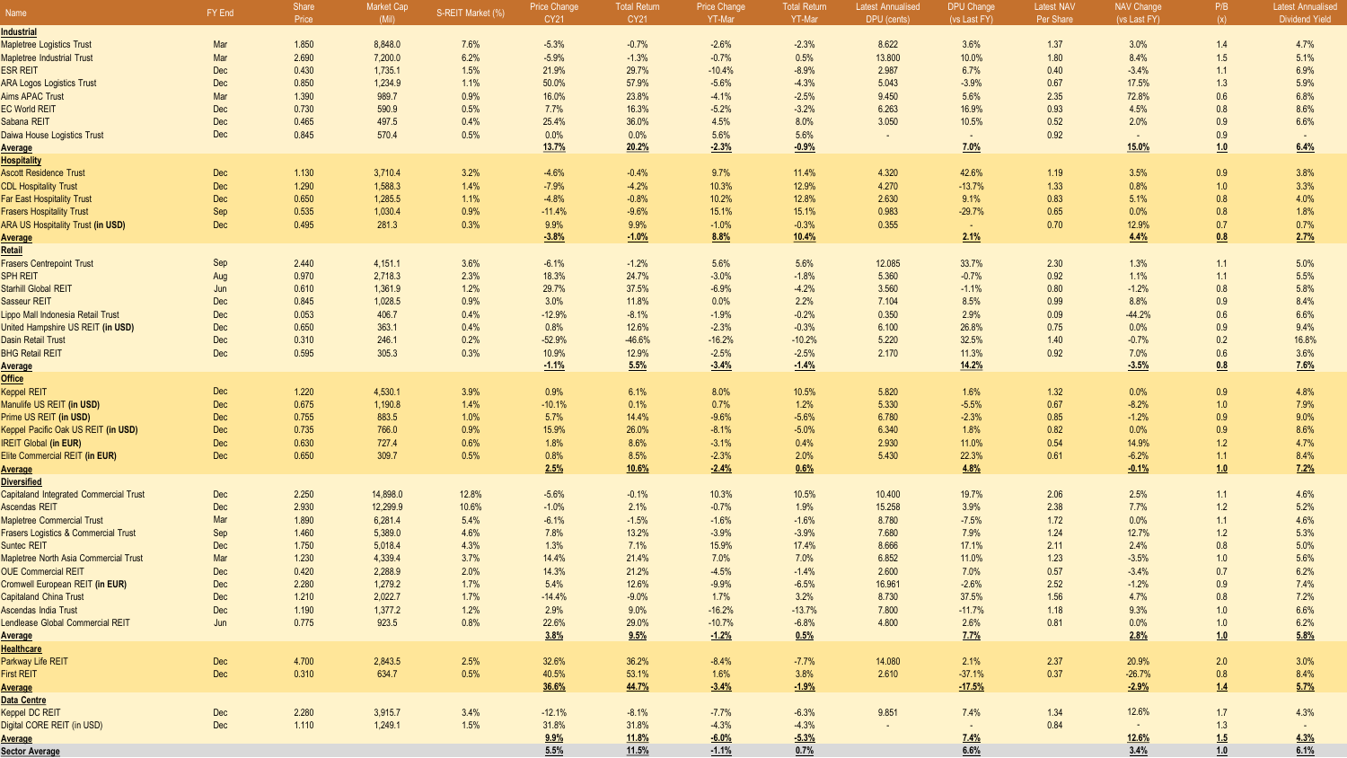| Name | FY End | Share Price | Market Cap (Mil) | S-REIT Market (%) | Price Change CY21 | Total Return CY21 | Price Change YT-Mar | Total Return YT-Mar | Latest Annualised DPU (cents) | DPU Change (vs Last FY) | Latest NAV Per Share | NAV Change (vs Last FY) | P/B (x) | Latest Annualised Dividend Yield |
|---|---|---|---|---|---|---|---|---|---|---|---|---|---|---|
| **Industrial** | | | | | | | | | | | | | | |
| Mapletree Logistics Trust | Mar | 1.850 | 8,848.0 | 7.6% | -5.3% | -0.7% | -2.6% | -2.3% | 8.622 | 3.6% | 1.37 | 3.0% | 1.4 | 4.7% |
| Mapletree Industrial Trust | Mar | 2.690 | 7,200.0 | 6.2% | -5.9% | -1.3% | -0.7% | 0.5% | 13.800 | 10.0% | 1.80 | 8.4% | 1.5 | 5.1% |
| ESR REIT | Dec | 0.430 | 1,735.1 | 1.5% | 21.9% | 29.7% | -10.4% | -8.9% | 2.987 | 6.7% | 0.40 | -3.4% | 1.1 | 6.9% |
| ARA Logos Logistics Trust | Dec | 0.850 | 1,234.9 | 1.1% | 50.0% | 57.9% | -5.6% | -4.3% | 5.043 | -3.9% | 0.67 | 17.5% | 1.3 | 5.9% |
| Aims APAC Trust | Mar | 1.390 | 989.7 | 0.9% | 16.0% | 23.8% | -4.1% | -2.5% | 9.450 | 5.6% | 2.35 | 72.8% | 0.6 | 6.8% |
| EC World REIT | Dec | 0.730 | 590.9 | 0.5% | 7.7% | 16.3% | -5.2% | -3.2% | 6.263 | 16.9% | 0.93 | 4.5% | 0.8 | 8.6% |
| Sabana REIT | Dec | 0.465 | 497.5 | 0.4% | 25.4% | 36.0% | 4.5% | 8.0% | 3.050 | 10.5% | 0.52 | 2.0% | 0.9 | 6.6% |
| Daiwa House Logistics Trust | Dec | 0.845 | 570.4 | 0.5% | 0.0% | 0.0% | 5.6% | 5.6% | - | - | 0.92 | - | 0.9 | - |
| **Average** | | | | | **13.7%** | **20.2%** | **-2.3%** | **-0.9%** | | **7.0%** | | **15.0%** | **1.0** | **6.4%** |
| **Hospitality** | | | | | | | | | | | | | | |
| Ascott Residence Trust | Dec | 1.130 | 3,710.4 | 3.2% | -4.6% | -0.4% | 9.7% | 11.4% | 4.320 | 42.6% | 1.19 | 3.5% | 0.9 | 3.8% |
| CDL Hospitality Trust | Dec | 1.290 | 1,588.3 | 1.4% | -7.9% | -4.2% | 10.3% | 12.9% | 4.270 | -13.7% | 1.33 | 0.8% | 1.0 | 3.3% |
| Far East Hospitality Trust | Dec | 0.650 | 1,285.5 | 1.1% | -4.8% | -0.8% | 10.2% | 12.8% | 2.630 | 9.1% | 0.83 | 5.1% | 0.8 | 4.0% |
| Frasers Hospitality Trust | Sep | 0.535 | 1,030.4 | 0.9% | -11.4% | -9.6% | 15.1% | 15.1% | 0.983 | -29.7% | 0.65 | 0.0% | 0.8 | 1.8% |
| ARA US Hospitality Trust **(in USD)** | Dec | 0.495 | 281.3 | 0.3% | 9.9% | 9.9% | -1.0% | -0.3% | 0.355 | - | 0.70 | 12.9% | 0.7 | 0.7% |
| **Average** | | | | | **-3.8%** | **-1.0%** | **8.8%** | **10.4%** | | **2.1%** | | **4.4%** | **0.8** | **2.7%** |
| **Retail** | | | | | | | | | | | | | | |
| Frasers Centrepoint Trust | Sep | 2.440 | 4,151.1 | 3.6% | -6.1% | -1.2% | 5.6% | 5.6% | 12.085 | 33.7% | 2.30 | 1.3% | 1.1 | 5.0% |
| SPH REIT | Aug | 0.970 | 2,718.3 | 2.3% | 18.3% | 24.7% | -3.0% | -1.8% | 5.360 | -0.7% | 0.92 | 1.1% | 1.1 | 5.5% |
| Starhill Global REIT | Jun | 0.610 | 1,361.9 | 1.2% | 29.7% | 37.5% | -6.9% | -4.2% | 3.560 | -1.1% | 0.80 | -1.2% | 0.8 | 5.8% |
| Sasseur REIT | Dec | 0.845 | 1,028.5 | 0.9% | 3.0% | 11.8% | 0.0% | 2.2% | 7.104 | 8.5% | 0.99 | 8.8% | 0.9 | 8.4% |
| Lippo Mall Indonesia Retail Trust | Dec | 0.053 | 406.7 | 0.4% | -12.9% | -8.1% | -1.9% | -0.2% | 0.350 | 2.9% | 0.09 | -44.2% | 0.6 | 6.6% |
| United Hampshire US REIT **(in USD)** | Dec | 0.650 | 363.1 | 0.4% | 0.8% | 12.6% | -2.3% | -0.3% | 6.100 | 26.8% | 0.75 | 0.0% | 0.9 | 9.4% |
| Dasin Retail Trust | Dec | 0.310 | 246.1 | 0.2% | -52.9% | -46.6% | -16.2% | -10.2% | 5.220 | 32.5% | 1.40 | -0.7% | 0.2 | 16.8% |
| BHG Retail REIT | Dec | 0.595 | 305.3 | 0.3% | 10.9% | 12.9% | -2.5% | -2.5% | 2.170 | 11.3% | 0.92 | 7.0% | 0.6 | 3.6% |
| **Average** | | | | | **-1.1%** | **5.5%** | **-3.4%** | **-1.4%** | | **14.2%** | | **-3.5%** | **0.8** | **7.6%** |
| **Office** | | | | | | | | | | | | | | |
| Keppel REIT | Dec | 1.220 | 4,530.1 | 3.9% | 0.9% | 6.1% | 8.0% | 10.5% | 5.820 | 1.6% | 1.32 | 0.0% | 0.9 | 4.8% |
| Manulife US REIT **(in USD)** | Dec | 0.675 | 1,190.8 | 1.4% | -10.1% | 0.1% | 0.7% | 1.2% | 5.330 | -5.5% | 0.67 | -8.2% | 1.0 | 7.9% |
| Prime US REIT **(in USD)** | Dec | 0.755 | 883.5 | 1.0% | 5.7% | 14.4% | -9.6% | -5.6% | 6.780 | -2.3% | 0.85 | -1.2% | 0.9 | 9.0% |
| Keppel Pacific Oak US REIT **(in USD)** | Dec | 0.735 | 766.0 | 0.9% | 15.9% | 26.0% | -8.1% | -5.0% | 6.340 | 1.8% | 0.82 | 0.0% | 0.9 | 8.6% |
| IREIT Global **(in EUR)** | Dec | 0.630 | 727.4 | 0.6% | 1.8% | 8.6% | -3.1% | 0.4% | 2.930 | 11.0% | 0.54 | 14.9% | 1.2 | 4.7% |
| Elite Commercial REIT **(in EUR)** | Dec | 0.650 | 309.7 | 0.5% | 0.8% | 8.5% | -2.3% | 2.0% | 5.430 | 22.3% | 0.61 | -6.2% | 1.1 | 8.4% |
| **Average** | | | | | **2.5%** | **10.6%** | **-2.4%** | **0.6%** | | **4.8%** | | **-0.1%** | **1.0** | **7.2%** |
| **Diversified** | | | | | | | | | | | | | | |
| Capitaland Integrated Commercial Trust | Dec | 2.250 | 14,898.0 | 12.8% | -5.6% | -0.1% | 10.3% | 10.5% | 10.400 | 19.7% | 2.06 | 2.5% | 1.1 | 4.6% |
| Ascendas REIT | Dec | 2.930 | 12,299.9 | 10.6% | -1.0% | 2.1% | -0.7% | 1.9% | 15.258 | 3.9% | 2.38 | 7.7% | 1.2 | 5.2% |
| Mapletree Commercial Trust | Mar | 1.890 | 6,281.4 | 5.4% | -6.1% | -1.5% | -1.6% | -1.6% | 8.780 | -7.5% | 1.72 | 0.0% | 1.1 | 4.6% |
| Frasers Logistics & Commercial Trust | Sep | 1.460 | 5,389.0 | 4.6% | 7.8% | 13.2% | -3.9% | -3.9% | 7.680 | 7.9% | 1.24 | 12.7% | 1.2 | 5.3% |
| Suntec REIT | Dec | 1.750 | 5,018.4 | 4.3% | 1.3% | 7.1% | 15.9% | 17.4% | 8.666 | 17.1% | 2.11 | 2.4% | 0.8 | 5.0% |
| Mapletree North Asia Commercial Trust | Mar | 1.230 | 4,339.4 | 3.7% | 14.4% | 21.4% | 7.0% | 7.0% | 6.852 | 11.0% | 1.23 | -3.5% | 1.0 | 5.6% |
| OUE Commercial REIT | Dec | 0.420 | 2,288.9 | 2.0% | 14.3% | 21.2% | -4.5% | -1.4% | 2.600 | 7.0% | 0.57 | -3.4% | 0.7 | 6.2% |
| Cromwell European REIT **(in EUR)** | Dec | 2.280 | 1,279.2 | 1.7% | 5.4% | 12.6% | -9.9% | -6.5% | 16.961 | -2.6% | 2.52 | -1.2% | 0.9 | 7.4% |
| Capitaland China Trust | Dec | 1.210 | 2,022.7 | 1.7% | -14.4% | -9.0% | 1.7% | 3.2% | 8.730 | 37.5% | 1.56 | 4.7% | 0.8 | 7.2% |
| Ascendas India Trust | Dec | 1.190 | 1,377.2 | 1.2% | 2.9% | 9.0% | -16.2% | -13.7% | 7.800 | -11.7% | 1.18 | 9.3% | 1.0 | 6.6% |
| Lendlease Global Commercial REIT | Jun | 0.775 | 923.5 | 0.8% | 22.6% | 29.0% | -10.7% | -6.8% | 4.800 | 2.6% | 0.81 | 0.0% | 1.0 | 6.2% |
| **Average** | | | | | **3.8%** | **9.5%** | **-1.2%** | **0.5%** | | **7.7%** | | **2.8%** | **1.0** | **5.8%** |
| **Healthcare** | | | | | | | | | | | | | | |
| Parkway Life REIT | Dec | 4.700 | 2,843.5 | 2.5% | 32.6% | 36.2% | -8.4% | -7.7% | 14.080 | 2.1% | 2.37 | 20.9% | 2.0 | 3.0% |
| First REIT | Dec | 0.310 | 634.7 | 0.5% | 40.5% | 53.1% | 1.6% | 3.8% | 2.610 | -37.1% | 0.37 | -26.7% | 0.8 | 8.4% |
| **Average** | | | | | **36.6%** | **44.7%** | **-3.4%** | **-1.9%** | | **-17.5%** | | **-2.9%** | **1.4** | **5.7%** |
| **Data Centre** | | | | | | | | | | | | | | |
| Keppel DC REIT | Dec | 2.280 | 3,915.7 | 3.4% | -12.1% | -8.1% | -7.7% | -6.3% | 9.851 | 7.4% | 1.34 | 12.6% | 1.7 | 4.3% |
| Digital CORE REIT (in USD) | Dec | 1.110 | 1,249.1 | 1.5% | 31.8% | 31.8% | -4.3% | -4.3% | - | - | 0.84 | - | 1.3 | - |
| **Average** | | | | | **9.9%** | **11.8%** | **-6.0%** | **-5.3%** | | **7.4%** | | **12.6%** | **1.5** | **4.3%** |
| **Sector Average** | | | | | **5.5%** | **11.5%** | **-1.1%** | **0.7%** | | **6.6%** | | **3.4%** | **1.0** | **6.1%** |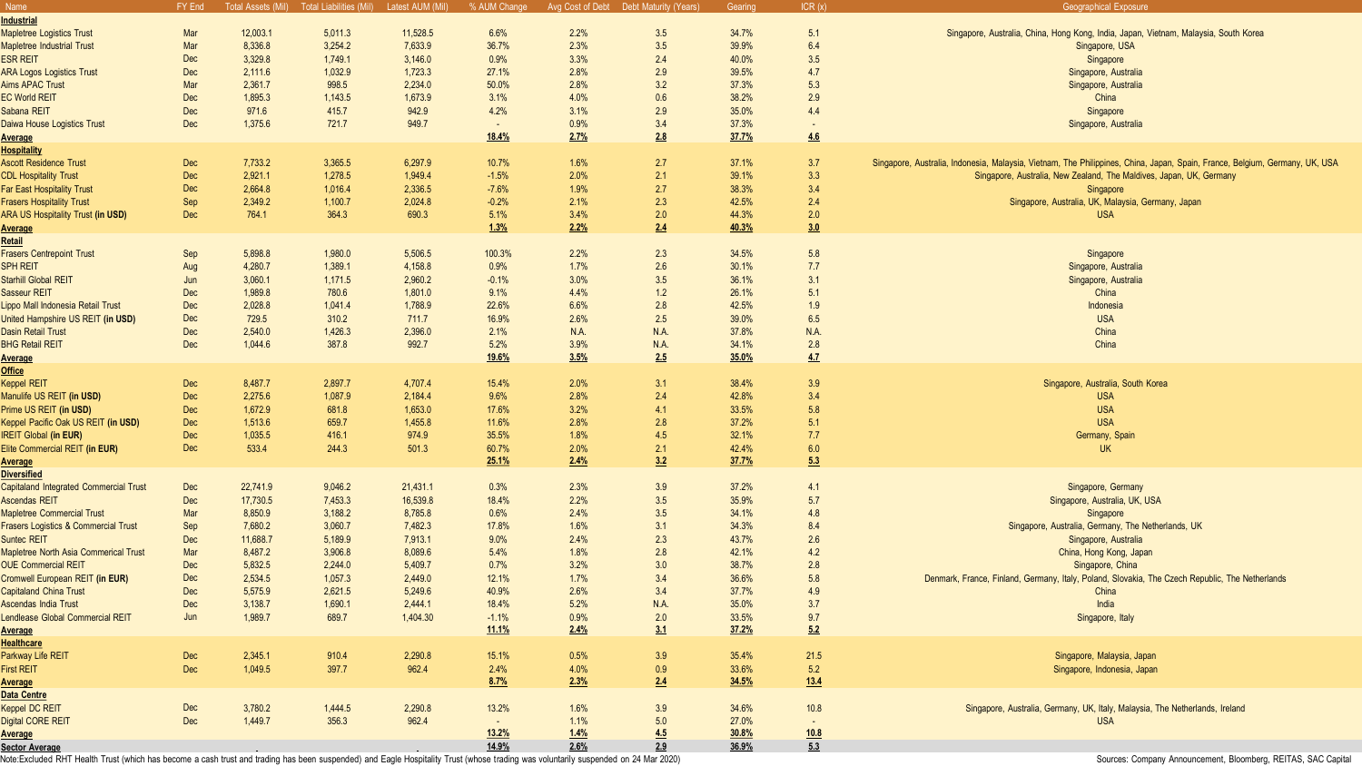| Name | FY End | Total Assets (Mil) | Total Liabilities (Mil) | Latest AUM (Mil) | % AUM Change | Avg Cost of Debt | Debt Maturity (Years) | Gearing | ICR (x) | Geographical Exposure |
|---|---|---|---|---|---|---|---|---|---|---|
| **Industrial** | | | | | | | | | | |
| Mapletree Logistics Trust | Mar | 12,003.1 | 5,011.3 | 11,528.5 | 6.6% | 2.2% | 3.5 | 34.7% | 5.1 | Singapore, Australia, China, Hong Kong, India, Japan, Vietnam, Malaysia, South Korea |
| Mapletree Industrial Trust | Mar | 8,336.8 | 3,254.2 | 7,633.9 | 36.7% | 2.3% | 3.5 | 39.9% | 6.4 | Singapore, USA |
| ESR REIT | Dec | 3,329.8 | 1,749.1 | 3,146.0 | 0.9% | 3.3% | 2.4 | 40.0% | 3.5 | Singapore |
| ARA Logos Logistics Trust | Dec | 2,111.6 | 1,032.9 | 1,723.3 | 27.1% | 2.8% | 2.9 | 39.5% | 4.7 | Singapore, Australia |
| Aims APAC Trust | Mar | 2,361.7 | 998.5 | 2,234.0 | 50.0% | 2.8% | 3.2 | 37.3% | 5.3 | Singapore, Australia |
| EC World REIT | Dec | 1,895.3 | 1,143.5 | 1,673.9 | 3.1% | 4.0% | 0.6 | 38.2% | 2.9 | China |
| Sabana REIT | Dec | 971.6 | 415.7 | 942.9 | 4.2% | 3.1% | 2.9 | 35.0% | 4.4 | Singapore |
| Daiwa House Logistics Trust | Dec | 1,375.6 | 721.7 | 949.7 | - | 0.9% | 3.4 | 37.3% | - | Singapore, Australia |
| **Average** | | | | | **18.4%** | **2.7%** | **2.8** | **37.7%** | **4.6** | |
| **Hospitality** | | | | | | | | | | |
| Ascott Residence Trust | Dec | 7,733.2 | 3,365.5 | 6,297.9 | 10.7% | 1.6% | 2.7 | 37.1% | 3.7 | Singapore, Australia, Indonesia, Malaysia, Vietnam, The Philippines, China, Japan, Spain, France, Belgium, Germany, UK, USA |
| CDL Hospitality Trust | Dec | 2,921.1 | 1,278.5 | 1,949.4 | -1.5% | 2.0% | 2.1 | 39.1% | 3.3 | Singapore, Australia, New Zealand, The Maldives, Japan, UK, Germany |
| Far East Hospitality Trust | Dec | 2,664.8 | 1,016.4 | 2,336.5 | -7.6% | 1.9% | 2.7 | 38.3% | 3.4 | Singapore |
| Frasers Hospitality Trust | Sep | 2,349.2 | 1,100.7 | 2,024.8 | -0.2% | 2.1% | 2.3 | 42.5% | 2.4 | Singapore, Australia, UK, Malaysia, Germany, Japan |
| ARA US Hospitality Trust **(in USD)** | Dec | 764.1 | 364.3 | 690.3 | 5.1% | 3.4% | 2.0 | 44.3% | 2.0 | USA |
| **Average** | | | | | **1.3%** | **2.2%** | **2.4** | **40.3%** | **3.0** | |
| **Retail** | | | | | | | | | | |
| Frasers Centrepoint Trust | Sep | 5,898.8 | 1,980.0 | 5,506.5 | 100.3% | 2.2% | 2.3 | 34.5% | 5.8 | Singapore |
| SPH REIT | Aug | 4,280.7 | 1,389.1 | 4,158.8 | 0.9% | 1.7% | 2.6 | 30.1% | 7.7 | Singapore, Australia |
| Starhill Global REIT | Jun | 3,060.1 | 1,171.5 | 2,960.2 | -0.1% | 3.0% | 3.5 | 36.1% | 3.1 | Singapore, Australia |
| Sasseur REIT | Dec | 1,989.8 | 780.6 | 1,801.0 | 9.1% | 4.4% | 1.2 | 26.1% | 5.1 | China |
| Lippo Mall Indonesia Retail Trust | Dec | 2,028.8 | 1,041.4 | 1,788.9 | 22.6% | 6.6% | 2.8 | 42.5% | 1.9 | Indonesia |
| United Hampshire US REIT **(in USD)** | Dec | 729.5 | 310.2 | 711.7 | 16.9% | 2.6% | 2.5 | 39.0% | 6.5 | USA |
| Dasin Retail Trust | Dec | 2,540.0 | 1,426.3 | 2,396.0 | 2.1% | N.A. | N.A. | 37.8% | N.A. | China |
| BHG Retail REIT | Dec | 1,044.6 | 387.8 | 992.7 | 5.2% | 3.9% | N.A. | 34.1% | 2.8 | China |
| **Average** | | | | | **19.6%** | **3.5%** | **2.5** | **35.0%** | **4.7** | |
| **Office** | | | | | | | | | | |
| Keppel REIT | Dec | 8,487.7 | 2,897.7 | 4,707.4 | 15.4% | 2.0% | 3.1 | 38.4% | 3.9 | Singapore, Australia, South Korea |
| Manulife US REIT **(in USD)** | Dec | 2,275.6 | 1,087.9 | 2,184.4 | 9.6% | 2.8% | 2.4 | 42.8% | 3.4 | USA |
| Prime US REIT **(in USD)** | Dec | 1,672.9 | 681.8 | 1,653.0 | 17.6% | 3.2% | 4.1 | 33.5% | 5.8 | USA |
| Keppel Pacific Oak US REIT **(in USD)** | Dec | 1,513.6 | 659.7 | 1,455.8 | 11.6% | 2.8% | 2.8 | 37.2% | 5.1 | USA |
| IREIT Global **(in EUR)** | Dec | 1,035.5 | 416.1 | 974.9 | 35.5% | 1.8% | 4.5 | 32.1% | 7.7 | Germany, Spain |
| Elite Commercial REIT **(in EUR)** | Dec | 533.4 | 244.3 | 501.3 | 60.7% | 2.0% | 2.1 | 42.4% | 6.0 | UK |
| **Average** | | | | | **25.1%** | **2.4%** | **3.2** | **37.7%** | **5.3** | |
| **Diversified** | | | | | | | | | | |
| Capitaland Integrated Commercial Trust | Dec | 22,741.9 | 9,046.2 | 21,431.1 | 0.3% | 2.3% | 3.9 | 37.2% | 4.1 | Singapore, Germany |
| Ascendas REIT | Dec | 17,730.5 | 7,453.3 | 16,539.8 | 18.4% | 2.2% | 3.5 | 35.9% | 5.7 | Singapore, Australia, UK, USA |
| Mapletree Commercial Trust | Mar | 8,850.9 | 3,188.2 | 8,785.8 | 0.6% | 2.4% | 3.5 | 34.1% | 4.8 | Singapore |
| Frasers Logistics & Commercial Trust | Sep | 7,680.2 | 3,060.7 | 7,482.3 | 17.8% | 1.6% | 3.1 | 34.3% | 8.4 | Singapore, Australia, Germany, The Netherlands, UK |
| Suntec REIT | Dec | 11,688.7 | 5,189.9 | 7,913.1 | 9.0% | 2.4% | 2.3 | 43.7% | 2.6 | Singapore, Australia |
| Mapletree North Asia Commerical Trust | Mar | 8,487.2 | 3,906.8 | 8,089.6 | 5.4% | 1.8% | 2.8 | 42.1% | 4.2 | China, Hong Kong, Japan |
| OUE Commercial REIT | Dec | 5,832.5 | 2,244.0 | 5,409.7 | 0.7% | 3.2% | 3.0 | 38.7% | 2.8 | Singapore, China |
| Cromwell European REIT **(in EUR)** | Dec | 2,534.5 | 1,057.3 | 2,449.0 | 12.1% | 1.7% | 3.4 | 36.6% | 5.8 | Denmark, France, Finland, Germany, Italy, Poland, Slovakia, The Czech Republic, The Netherlands |
| Capitaland China Trust | Dec | 5,575.9 | 2,621.5 | 5,249.6 | 40.9% | 2.6% | 3.4 | 37.7% | 4.9 | China |
| Ascendas India Trust | Dec | 3,138.7 | 1,690.1 | 2,444.1 | 18.4% | 5.2% | N.A. | 35.0% | 3.7 | India |
| Lendlease Global Commercial REIT | Jun | 1,989.7 | 689.7 | 1,404.30 | -1.1% | 0.9% | 2.0 | 33.5% | 9.7 | Singapore, Italy |
| **Average** | | | | | **11.1%** | **2.4%** | **3.1** | **37.2%** | **5.2** | |
| **Healthcare** | | | | | | | | | | |
| Parkway Life REIT | Dec | 2,345.1 | 910.4 | 2,290.8 | 15.1% | 0.5% | 3.9 | 35.4% | 21.5 | Singapore, Malaysia, Japan |
| First REIT | Dec | 1,049.5 | 397.7 | 962.4 | 2.4% | 4.0% | 0.9 | 33.6% | 5.2 | Singapore, Indonesia, Japan |
| **Average** | | | | | **8.7%** | **2.3%** | **2.4** | **34.5%** | **13.4** | |
| **Data Centre** | | | | | | | | | | |
| Keppel DC REIT | Dec | 3,780.2 | 1,444.5 | 2,290.8 | 13.2% | 1.6% | 3.9 | 34.6% | 10.8 | Singapore, Australia, Germany, UK, Italy, Malaysia, The Netherlands, Ireland |
| Digital CORE REIT | Dec | 1,449.7 | 356.3 | 962.4 | - | 1.1% | 5.0 | 27.0% | - | USA |
| **Average** | | | | | **13.2%** | **1.4%** | **4.5** | **30.8%** | **10.8** | |
| **Sector Average** | | | | | **14.9%** | **2.6%** | **2.9** | **36.9%** | **5.3** | |

Note:Excluded RHT Health Trust (which has become a cash trust and trading has been suspended) and Eagle Hospitality Trust (whose trading was voluntarily suspended on 24 Mar 2020)

Sources: Company Announcement, Bloomberg, REITAS, SAC Capital